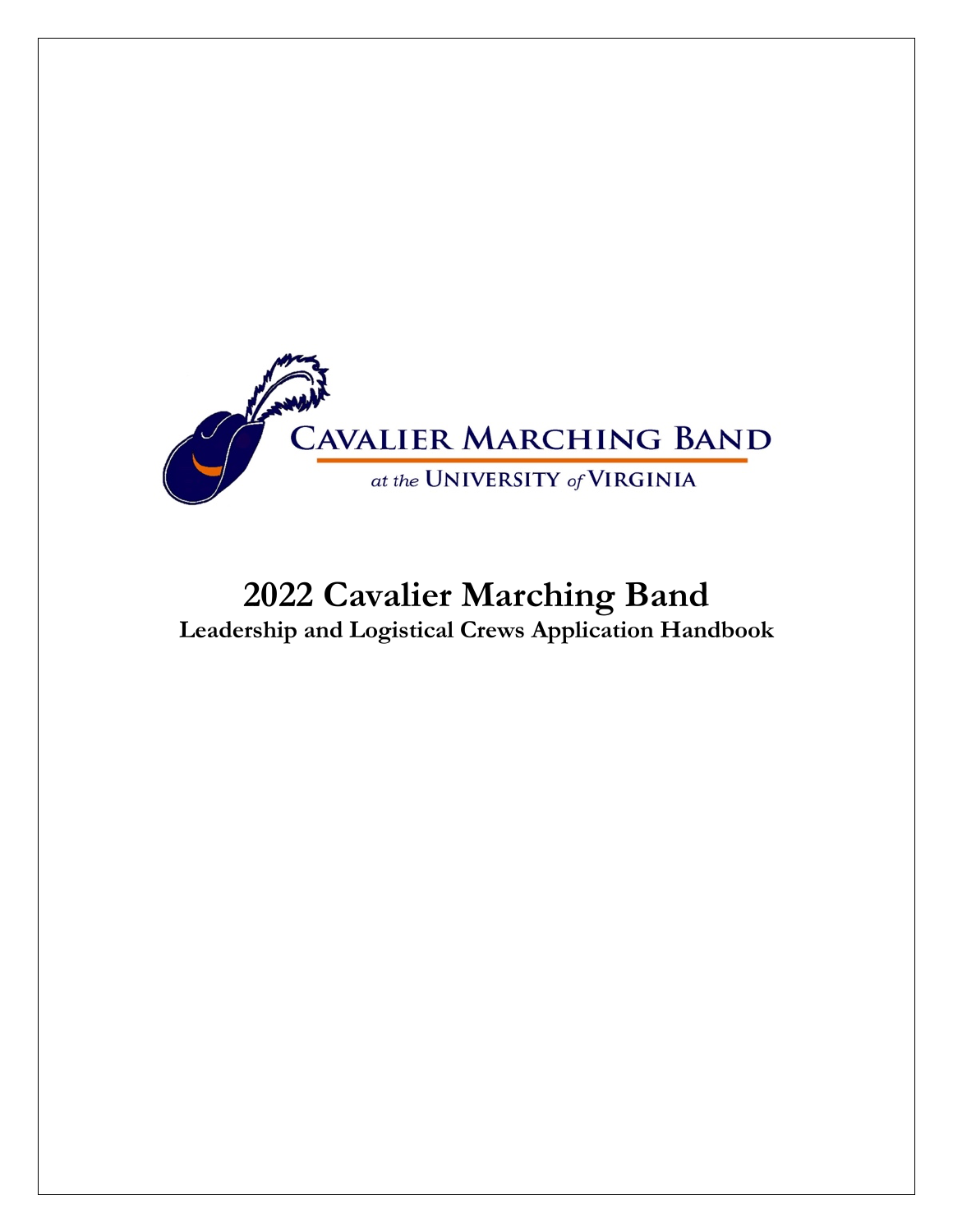CAVALIER MARCHING BAND

*at the* UNIVERSITY *of* VIRGINIA

# 2022 Cavalier Marching Band

## Leadership and Logistical Crews Application Handbook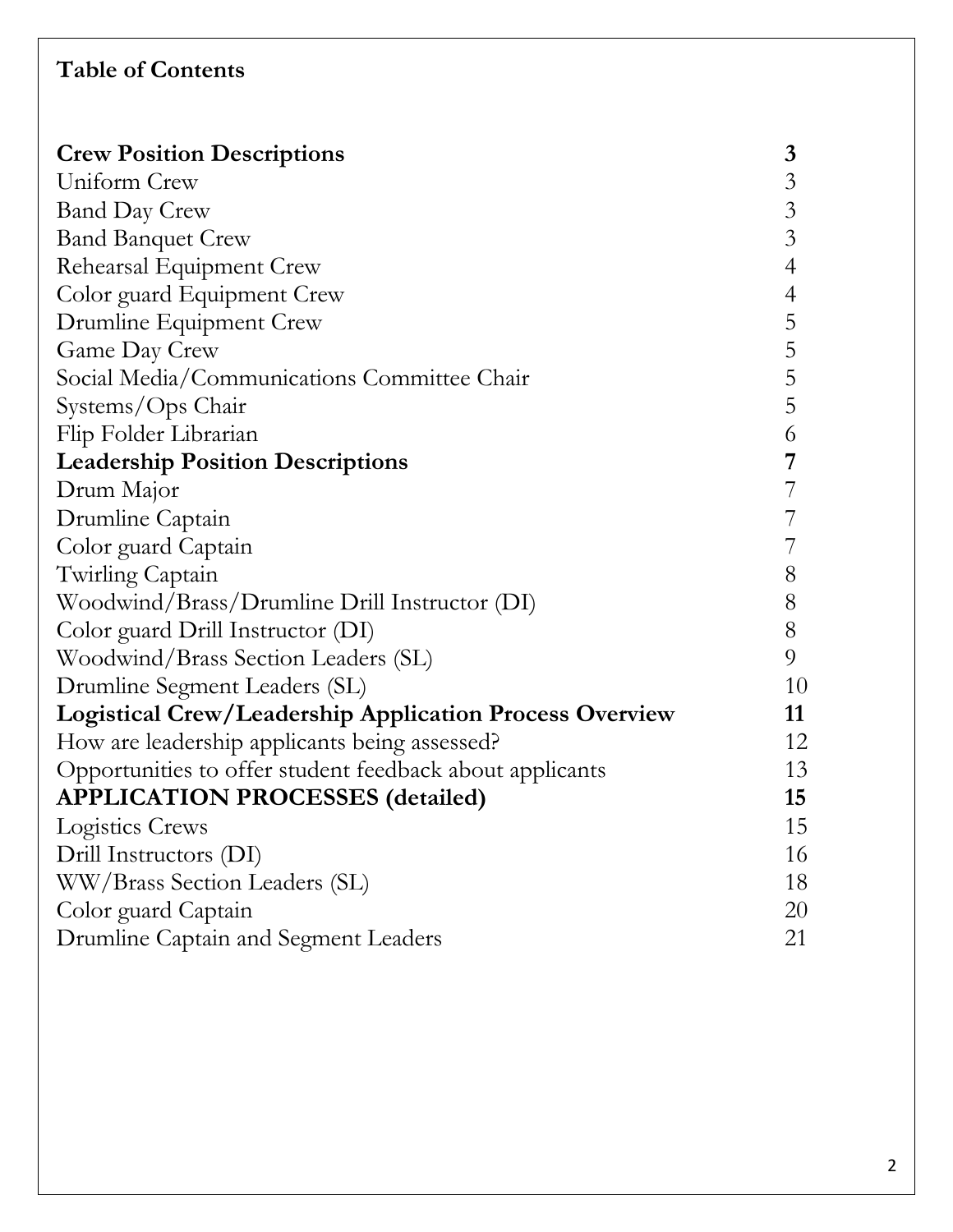## Table of Contents

| | |
|---|---|
| **Crew Position Descriptions** | **3** |
| Uniform Crew | 3 |
| Band Day Crew | 3 |
| Band Banquet Crew | 3 |
| Rehearsal Equipment Crew | 4 |
| Color guard Equipment Crew | 4 |
| Drumline Equipment Crew | 5 |
| Game Day Crew | 5 |
| Social Media/Communications Committee Chair | 5 |
| Systems/Ops Chair | 5 |
| Flip Folder Librarian | 6 |
| **Leadership Position Descriptions** | **7** |
| Drum Major | 7 |
| Drumline Captain | 7 |
| Color guard Captain | 7 |
| Twirling Captain | 8 |
| Woodwind/Brass/Drumline Drill Instructor (DI) | 8 |
| Color guard Drill Instructor (DI) | 8 |
| Woodwind/Brass Section Leaders (SL) | 9 |
| Drumline Segment Leaders (SL) | 10 |
| **Logistical Crew/Leadership Application Process Overview** | **11** |
| How are leadership applicants being assessed? | 12 |
| Opportunities to offer student feedback about applicants | 13 |
| **APPLICATION PROCESSES (detailed)** | **15** |
| Logistics Crews | 15 |
| Drill Instructors (DI) | 16 |
| WW/Brass Section Leaders (SL) | 18 |
| Color guard Captain | 20 |
| Drumline Captain and Segment Leaders | 21 |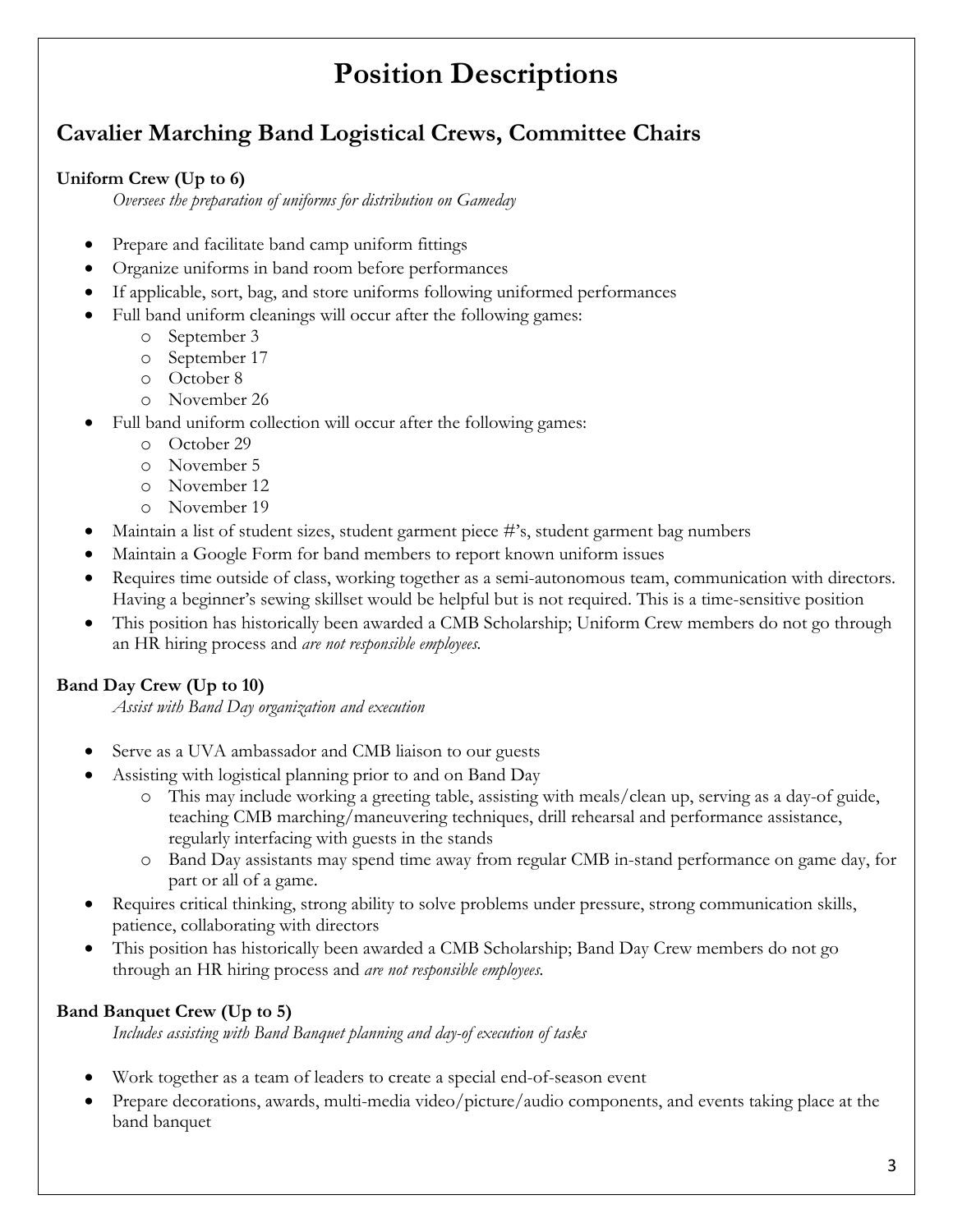# Position Descriptions

## Cavalier Marching Band Logistical Crews, Committee Chairs

**Uniform Crew (Up to 6)**

*Oversees the preparation of uniforms for distribution on Gameday*

- Prepare and facilitate band camp uniform fittings
- Organize uniforms in band room before performances
- If applicable, sort, bag, and store uniforms following uniformed performances
- Full band uniform cleanings will occur after the following games:
  - September 3
  - September 17
  - October 8
  - November 26
- Full band uniform collection will occur after the following games:
  - October 29
  - November 5
  - November 12
  - November 19
- Maintain a list of student sizes, student garment piece #'s, student garment bag numbers
- Maintain a Google Form for band members to report known uniform issues
- Requires time outside of class, working together as a semi-autonomous team, communication with directors. Having a beginner's sewing skillset would be helpful but is not required. This is a time-sensitive position
- This position has historically been awarded a CMB Scholarship; Uniform Crew members do not go through an HR hiring process and *are not responsible employees.*

**Band Day Crew (Up to 10)**

*Assist with Band Day organization and execution*

- Serve as a UVA ambassador and CMB liaison to our guests
- Assisting with logistical planning prior to and on Band Day
  - This may include working a greeting table, assisting with meals/clean up, serving as a day-of guide, teaching CMB marching/maneuvering techniques, drill rehearsal and performance assistance, regularly interfacing with guests in the stands
  - Band Day assistants may spend time away from regular CMB in-stand performance on game day, for part or all of a game.
- Requires critical thinking, strong ability to solve problems under pressure, strong communication skills, patience, collaborating with directors
- This position has historically been awarded a CMB Scholarship; Band Day Crew members do not go through an HR hiring process and *are not responsible employees.*

**Band Banquet Crew (Up to 5)**

*Includes assisting with Band Banquet planning and day-of execution of tasks*

- Work together as a team of leaders to create a special end-of-season event
- Prepare decorations, awards, multi-media video/picture/audio components, and events taking place at the band banquet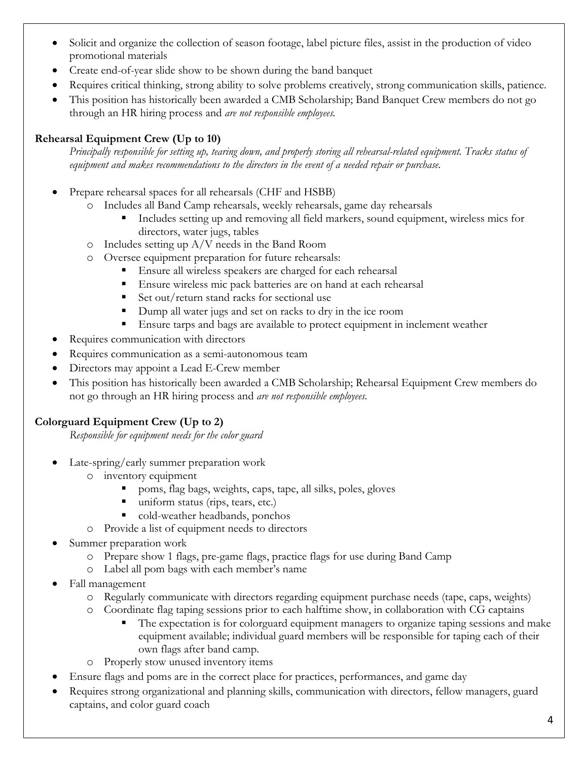- Solicit and organize the collection of season footage, label picture files, assist in the production of video promotional materials
- Create end-of-year slide show to be shown during the band banquet
- Requires critical thinking, strong ability to solve problems creatively, strong communication skills, patience.
- This position has historically been awarded a CMB Scholarship; Band Banquet Crew members do not go through an HR hiring process and *are not responsible employees.*

**Rehearsal Equipment Crew (Up to 10)**

*Principally responsible for setting up, tearing down, and properly storing all rehearsal-related equipment. Tracks status of equipment and makes recommendations to the directors in the event of a needed repair or purchase.*

- Prepare rehearsal spaces for all rehearsals (CHF and HSBB)
  - Includes all Band Camp rehearsals, weekly rehearsals, game day rehearsals
    - Includes setting up and removing all field markers, sound equipment, wireless mics for directors, water jugs, tables
  - Includes setting up A/V needs in the Band Room
  - Oversee equipment preparation for future rehearsals:
    - Ensure all wireless speakers are charged for each rehearsal
    - Ensure wireless mic pack batteries are on hand at each rehearsal
    - Set out/return stand racks for sectional use
    - Dump all water jugs and set on racks to dry in the ice room
    - Ensure tarps and bags are available to protect equipment in inclement weather
- Requires communication with directors
- Requires communication as a semi-autonomous team
- Directors may appoint a Lead E-Crew member
- This position has historically been awarded a CMB Scholarship; Rehearsal Equipment Crew members do not go through an HR hiring process and *are not responsible employees.*

**Colorguard Equipment Crew (Up to 2)**

*Responsible for equipment needs for the color guard*

- Late-spring/early summer preparation work
  - inventory equipment
    - poms, flag bags, weights, caps, tape, all silks, poles, gloves
    - uniform status (rips, tears, etc.)
    - cold-weather headbands, ponchos
  - Provide a list of equipment needs to directors
- Summer preparation work
  - Prepare show 1 flags, pre-game flags, practice flags for use during Band Camp
  - Label all pom bags with each member's name
- Fall management
  - Regularly communicate with directors regarding equipment purchase needs (tape, caps, weights)
  - Coordinate flag taping sessions prior to each halftime show, in collaboration with CG captains
    - The expectation is for colorguard equipment managers to organize taping sessions and make equipment available; individual guard members will be responsible for taping each of their own flags after band camp.
  - Properly stow unused inventory items
- Ensure flags and poms are in the correct place for practices, performances, and game day
- Requires strong organizational and planning skills, communication with directors, fellow managers, guard captains, and color guard coach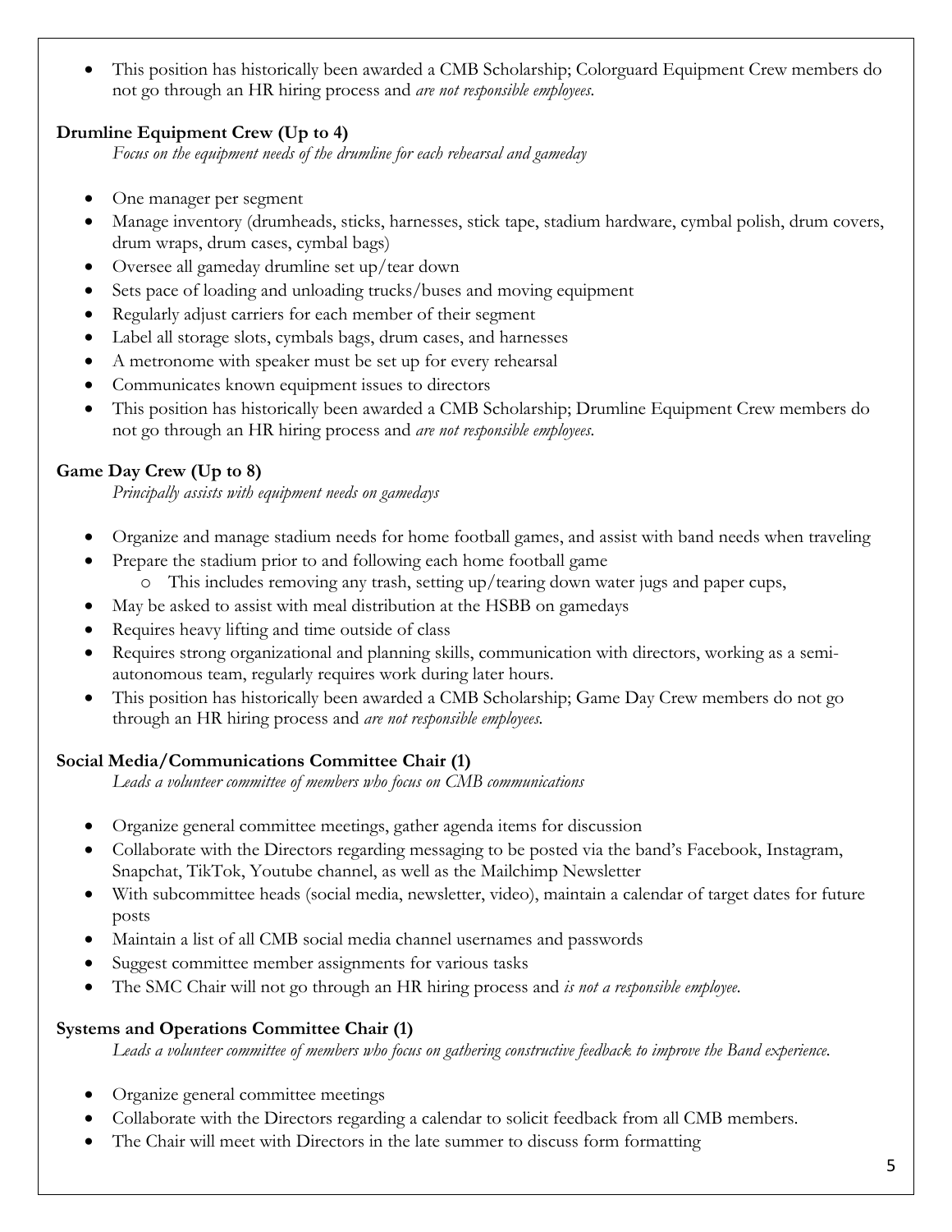- This position has historically been awarded a CMB Scholarship; Colorguard Equipment Crew members do not go through an HR hiring process and *are not responsible employees*.

**Drumline Equipment Crew (Up to 4)**

*Focus on the equipment needs of the drumline for each rehearsal and gameday*

- One manager per segment
- Manage inventory (drumheads, sticks, harnesses, stick tape, stadium hardware, cymbal polish, drum covers, drum wraps, drum cases, cymbal bags)
- Oversee all gameday drumline set up/tear down
- Sets pace of loading and unloading trucks/buses and moving equipment
- Regularly adjust carriers for each member of their segment
- Label all storage slots, cymbals bags, drum cases, and harnesses
- A metronome with speaker must be set up for every rehearsal
- Communicates known equipment issues to directors
- This position has historically been awarded a CMB Scholarship; Drumline Equipment Crew members do not go through an HR hiring process and *are not responsible employees*.

**Game Day Crew (Up to 8)**

*Principally assists with equipment needs on gamedays*

- Organize and manage stadium needs for home football games, and assist with band needs when traveling
- Prepare the stadium prior to and following each home football game
  - This includes removing any trash, setting up/tearing down water jugs and paper cups,
- May be asked to assist with meal distribution at the HSBB on gamedays
- Requires heavy lifting and time outside of class
- Requires strong organizational and planning skills, communication with directors, working as a semi-autonomous team, regularly requires work during later hours.
- This position has historically been awarded a CMB Scholarship; Game Day Crew members do not go through an HR hiring process and *are not responsible employees.*

**Social Media/Communications Committee Chair (1)**

*Leads a volunteer committee of members who focus on CMB communications*

- Organize general committee meetings, gather agenda items for discussion
- Collaborate with the Directors regarding messaging to be posted via the band's Facebook, Instagram, Snapchat, TikTok, Youtube channel, as well as the Mailchimp Newsletter
- With subcommittee heads (social media, newsletter, video), maintain a calendar of target dates for future posts
- Maintain a list of all CMB social media channel usernames and passwords
- Suggest committee member assignments for various tasks
- The SMC Chair will not go through an HR hiring process and *is not a responsible employee.*

**Systems and Operations Committee Chair (1)**

*Leads a volunteer committee of members who focus on gathering constructive feedback to improve the Band experience.*

- Organize general committee meetings
- Collaborate with the Directors regarding a calendar to solicit feedback from all CMB members.
- The Chair will meet with Directors in the late summer to discuss form formatting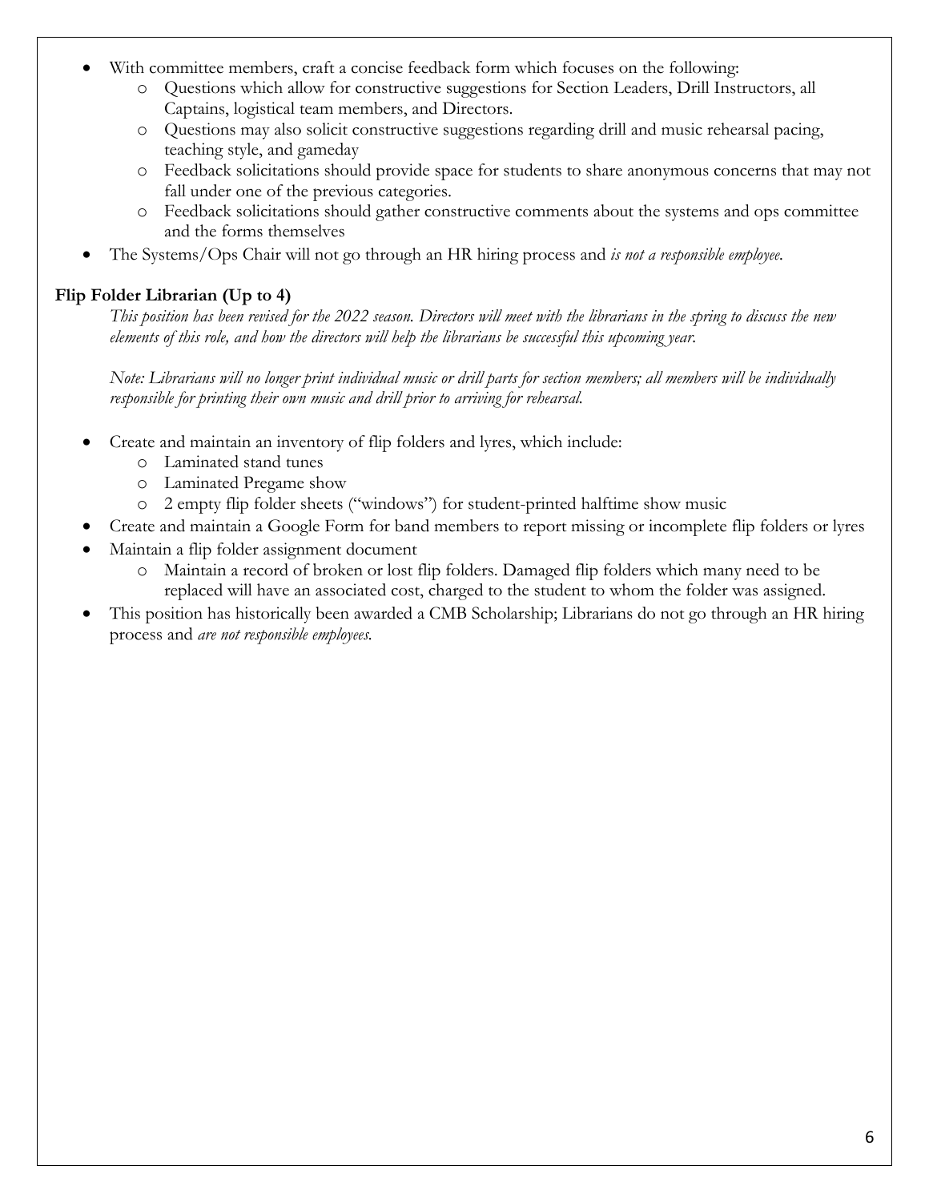- With committee members, craft a concise feedback form which focuses on the following:
  - Questions which allow for constructive suggestions for Section Leaders, Drill Instructors, all Captains, logistical team members, and Directors.
  - Questions may also solicit constructive suggestions regarding drill and music rehearsal pacing, teaching style, and gameday
  - Feedback solicitations should provide space for students to share anonymous concerns that may not fall under one of the previous categories.
  - Feedback solicitations should gather constructive comments about the systems and ops committee and the forms themselves
- The Systems/Ops Chair will not go through an HR hiring process and *is not a responsible employee.*

**Flip Folder Librarian (Up to 4)**

*This position has been revised for the 2022 season. Directors will meet with the librarians in the spring to discuss the new elements of this role, and how the directors will help the librarians be successful this upcoming year.*

*Note: Librarians will no longer print individual music or drill parts for section members; all members will be individually responsible for printing their own music and drill prior to arriving for rehearsal.*

- Create and maintain an inventory of flip folders and lyres, which include:
  - Laminated stand tunes
  - Laminated Pregame show
  - 2 empty flip folder sheets ("windows") for student-printed halftime show music
- Create and maintain a Google Form for band members to report missing or incomplete flip folders or lyres
- Maintain a flip folder assignment document
  - Maintain a record of broken or lost flip folders. Damaged flip folders which many need to be replaced will have an associated cost, charged to the student to whom the folder was assigned.
- This position has historically been awarded a CMB Scholarship; Librarians do not go through an HR hiring process and *are not responsible employees.*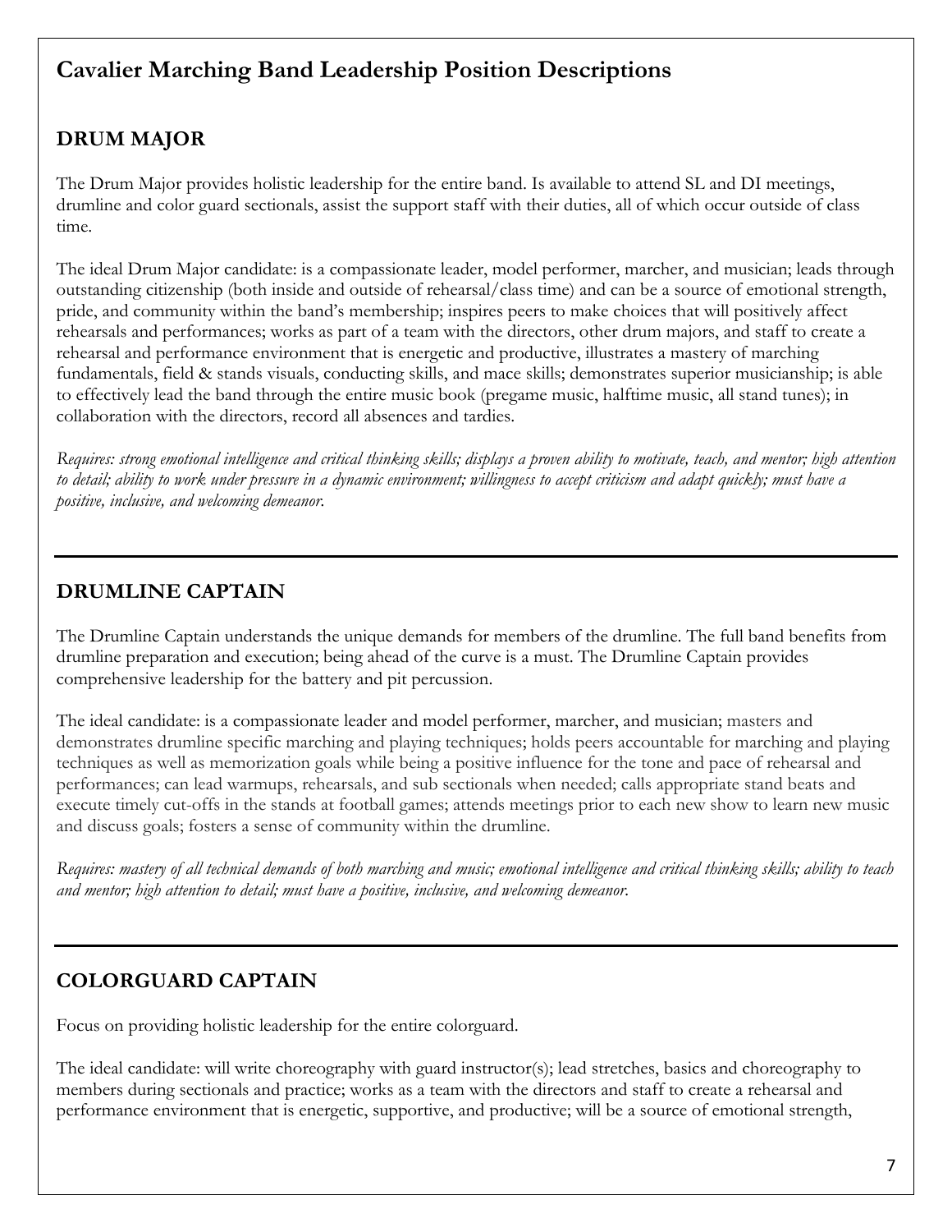# Cavalier Marching Band Leadership Position Descriptions

## DRUM MAJOR

The Drum Major provides holistic leadership for the entire band. Is available to attend SL and DI meetings, drumline and color guard sectionals, assist the support staff with their duties, all of which occur outside of class time.

The ideal Drum Major candidate: is a compassionate leader, model performer, marcher, and musician; leads through outstanding citizenship (both inside and outside of rehearsal/class time) and can be a source of emotional strength, pride, and community within the band's membership; inspires peers to make choices that will positively affect rehearsals and performances; works as part of a team with the directors, other drum majors, and staff to create a rehearsal and performance environment that is energetic and productive, illustrates a mastery of marching fundamentals, field & stands visuals, conducting skills, and mace skills; demonstrates superior musicianship; is able to effectively lead the band through the entire music book (pregame music, halftime music, all stand tunes); in collaboration with the directors, record all absences and tardies.

*Requires: strong emotional intelligence and critical thinking skills; displays a proven ability to motivate, teach, and mentor; high attention to detail; ability to work under pressure in a dynamic environment; willingness to accept criticism and adapt quickly; must have a positive, inclusive, and welcoming demeanor.*

---

## DRUMLINE CAPTAIN

The Drumline Captain understands the unique demands for members of the drumline. The full band benefits from drumline preparation and execution; being ahead of the curve is a must. The Drumline Captain provides comprehensive leadership for the battery and pit percussion.

The ideal candidate: is a compassionate leader and model performer, marcher, and musician; masters and demonstrates drumline specific marching and playing techniques; holds peers accountable for marching and playing techniques as well as memorization goals while being a positive influence for the tone and pace of rehearsal and performances; can lead warmups, rehearsals, and sub sectionals when needed; calls appropriate stand beats and execute timely cut-offs in the stands at football games; attends meetings prior to each new show to learn new music and discuss goals; fosters a sense of community within the drumline.

*Requires: mastery of all technical demands of both marching and music; emotional intelligence and critical thinking skills; ability to teach and mentor; high attention to detail; must have a positive, inclusive, and welcoming demeanor.*

---

## COLORGUARD CAPTAIN

Focus on providing holistic leadership for the entire colorguard.

The ideal candidate: will write choreography with guard instructor(s); lead stretches, basics and choreography to members during sectionals and practice; works as a team with the directors and staff to create a rehearsal and performance environment that is energetic, supportive, and productive; will be a source of emotional strength,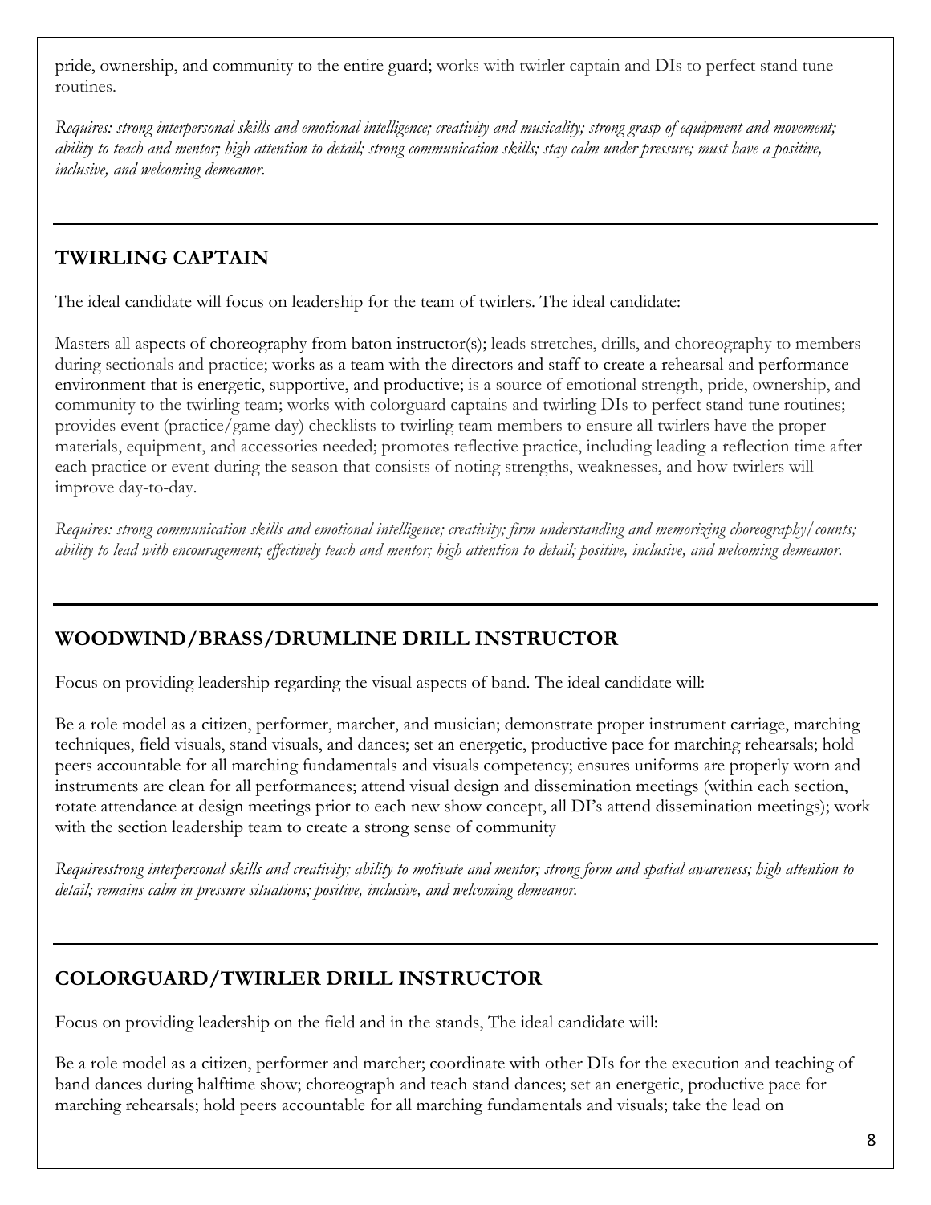pride, ownership, and community to the entire guard; works with twirler captain and DIs to perfect stand tune routines.

*Requires: strong interpersonal skills and emotional intelligence; creativity and musicality; strong grasp of equipment and movement; ability to teach and mentor; high attention to detail; strong communication skills; stay calm under pressure; must have a positive, inclusive, and welcoming demeanor.*

---

## TWIRLING CAPTAIN

The ideal candidate will focus on leadership for the team of twirlers. The ideal candidate:

Masters all aspects of choreography from baton instructor(s); leads stretches, drills, and choreography to members during sectionals and practice; works as a team with the directors and staff to create a rehearsal and performance environment that is energetic, supportive, and productive; is a source of emotional strength, pride, ownership, and community to the twirling team; works with colorguard captains and twirling DIs to perfect stand tune routines; provides event (practice/game day) checklists to twirling team members to ensure all twirlers have the proper materials, equipment, and accessories needed; promotes reflective practice, including leading a reflection time after each practice or event during the season that consists of noting strengths, weaknesses, and how twirlers will improve day-to-day.

*Requires: strong communication skills and emotional intelligence; creativity; firm understanding and memorizing choreography/counts; ability to lead with encouragement; effectively teach and mentor; high attention to detail; positive, inclusive, and welcoming demeanor.*

---

## WOODWIND/BRASS/DRUMLINE DRILL INSTRUCTOR

Focus on providing leadership regarding the visual aspects of band. The ideal candidate will:

Be a role model as a citizen, performer, marcher, and musician; demonstrate proper instrument carriage, marching techniques, field visuals, stand visuals, and dances; set an energetic, productive pace for marching rehearsals; hold peers accountable for all marching fundamentals and visuals competency; ensures uniforms are properly worn and instruments are clean for all performances; attend visual design and dissemination meetings (within each section, rotate attendance at design meetings prior to each new show concept, all DI's attend dissemination meetings); work with the section leadership team to create a strong sense of community

*Requiresstrong interpersonal skills and creativity; ability to motivate and mentor; strong form and spatial awareness; high attention to detail; remains calm in pressure situations; positive, inclusive, and welcoming demeanor.*

---

## COLORGUARD/TWIRLER DRILL INSTRUCTOR

Focus on providing leadership on the field and in the stands, The ideal candidate will:

Be a role model as a citizen, performer and marcher; coordinate with other DIs for the execution and teaching of band dances during halftime show; choreograph and teach stand dances; set an energetic, productive pace for marching rehearsals; hold peers accountable for all marching fundamentals and visuals; take the lead on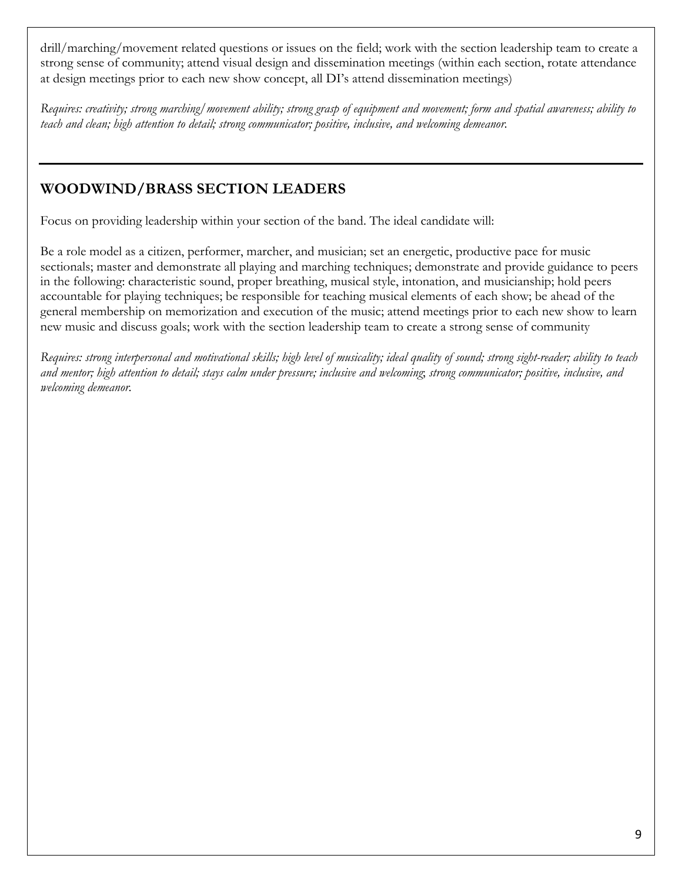drill/marching/movement related questions or issues on the field; work with the section leadership team to create a strong sense of community; attend visual design and dissemination meetings (within each section, rotate attendance at design meetings prior to each new show concept, all DI's attend dissemination meetings)

*Requires: creativity; strong marching/movement ability; strong grasp of equipment and movement; form and spatial awareness; ability to teach and clean; high attention to detail; strong communicator; positive, inclusive, and welcoming demeanor.*

---

## WOODWIND/BRASS SECTION LEADERS

Focus on providing leadership within your section of the band. The ideal candidate will:

Be a role model as a citizen, performer, marcher, and musician; set an energetic, productive pace for music sectionals; master and demonstrate all playing and marching techniques; demonstrate and provide guidance to peers in the following: characteristic sound, proper breathing, musical style, intonation, and musicianship; hold peers accountable for playing techniques; be responsible for teaching musical elements of each show; be ahead of the general membership on memorization and execution of the music; attend meetings prior to each new show to learn new music and discuss goals; work with the section leadership team to create a strong sense of community

*Requires: strong interpersonal and motivational skills; high level of musicality; ideal quality of sound; strong sight-reader; ability to teach and mentor; high attention to detail; stays calm under pressure; inclusive and welcoming; strong communicator; positive, inclusive, and welcoming demeanor.*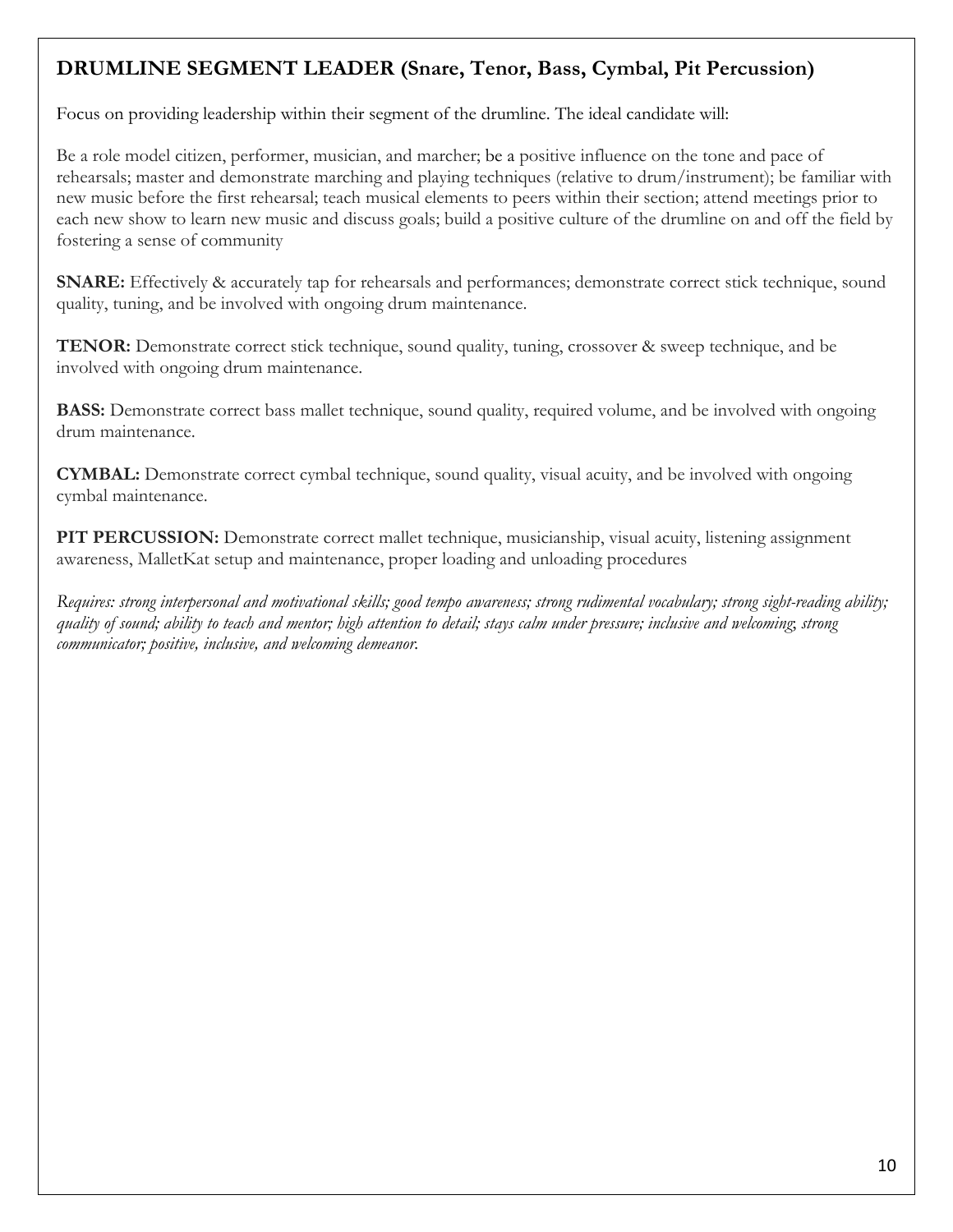## DRUMLINE SEGMENT LEADER (Snare, Tenor, Bass, Cymbal, Pit Percussion)

Focus on providing leadership within their segment of the drumline. The ideal candidate will:

Be a role model citizen, performer, musician, and marcher; be a positive influence on the tone and pace of rehearsals; master and demonstrate marching and playing techniques (relative to drum/instrument); be familiar with new music before the first rehearsal; teach musical elements to peers within their section; attend meetings prior to each new show to learn new music and discuss goals; build a positive culture of the drumline on and off the field by fostering a sense of community

**SNARE:** Effectively & accurately tap for rehearsals and performances; demonstrate correct stick technique, sound quality, tuning, and be involved with ongoing drum maintenance.

**TENOR:** Demonstrate correct stick technique, sound quality, tuning, crossover & sweep technique, and be involved with ongoing drum maintenance.

**BASS:** Demonstrate correct bass mallet technique, sound quality, required volume, and be involved with ongoing drum maintenance.

**CYMBAL:** Demonstrate correct cymbal technique, sound quality, visual acuity, and be involved with ongoing cymbal maintenance.

**PIT PERCUSSION:** Demonstrate correct mallet technique, musicianship, visual acuity, listening assignment awareness, MalletKat setup and maintenance, proper loading and unloading procedures

*Requires: strong interpersonal and motivational skills; good tempo awareness; strong rudimental vocabulary; strong sight-reading ability; quality of sound; ability to teach and mentor; high attention to detail; stays calm under pressure; inclusive and welcoming; strong communicator; positive, inclusive, and welcoming demeanor.*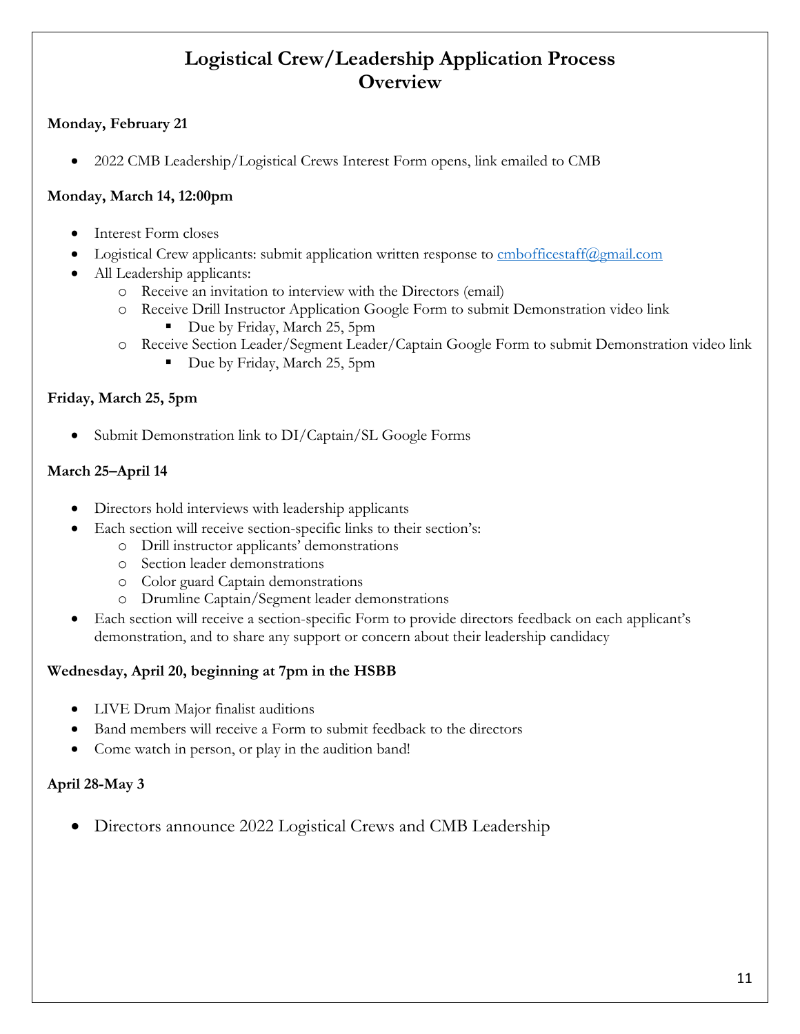# Logistical Crew/Leadership Application Process Overview

**Monday, February 21**

- 2022 CMB Leadership/Logistical Crews Interest Form opens, link emailed to CMB

**Monday, March 14, 12:00pm**

- Interest Form closes
- Logistical Crew applicants: submit application written response to cmbofficestaff@gmail.com
- All Leadership applicants:
  - Receive an invitation to interview with the Directors (email)
  - Receive Drill Instructor Application Google Form to submit Demonstration video link
    - Due by Friday, March 25, 5pm
  - Receive Section Leader/Segment Leader/Captain Google Form to submit Demonstration video link
    - Due by Friday, March 25, 5pm

**Friday, March 25, 5pm**

- Submit Demonstration link to DI/Captain/SL Google Forms

**March 25–April 14**

- Directors hold interviews with leadership applicants
- Each section will receive section-specific links to their section's:
  - Drill instructor applicants' demonstrations
  - Section leader demonstrations
  - Color guard Captain demonstrations
  - Drumline Captain/Segment leader demonstrations
- Each section will receive a section-specific Form to provide directors feedback on each applicant's demonstration, and to share any support or concern about their leadership candidacy

**Wednesday, April 20, beginning at 7pm in the HSBB**

- LIVE Drum Major finalist auditions
- Band members will receive a Form to submit feedback to the directors
- Come watch in person, or play in the audition band!

**April 28-May 3**

- Directors announce 2022 Logistical Crews and CMB Leadership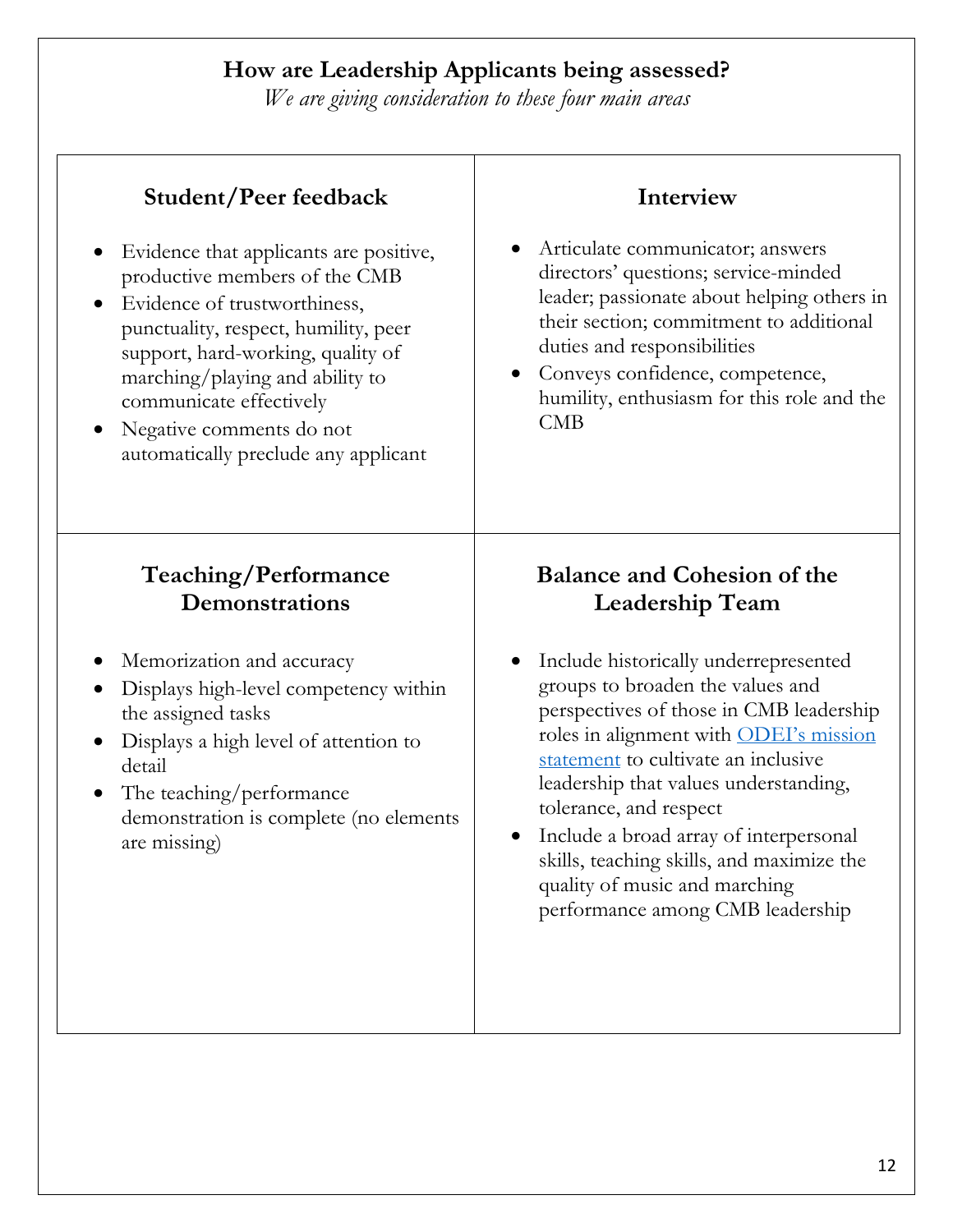## How are Leadership Applicants being assessed?

*We are giving consideration to these four main areas*

### Student/Peer feedback

- Evidence that applicants are positive, productive members of the CMB
- Evidence of trustworthiness, punctuality, respect, humility, peer support, hard-working, quality of marching/playing and ability to communicate effectively
- Negative comments do not automatically preclude any applicant

### Interview

- Articulate communicator; answers directors' questions; service-minded leader; passionate about helping others in their section; commitment to additional duties and responsibilities
- Conveys confidence, competence, humility, enthusiasm for this role and the CMB

### Teaching/Performance Demonstrations

- Memorization and accuracy
- Displays high-level competency within the assigned tasks
- Displays a high level of attention to detail
- The teaching/performance demonstration is complete (no elements are missing)

### Balance and Cohesion of the Leadership Team

- Include historically underrepresented groups to broaden the values and perspectives of those in CMB leadership roles in alignment with ODEI's mission statement to cultivate an inclusive leadership that values understanding, tolerance, and respect
- Include a broad array of interpersonal skills, teaching skills, and maximize the quality of music and marching performance among CMB leadership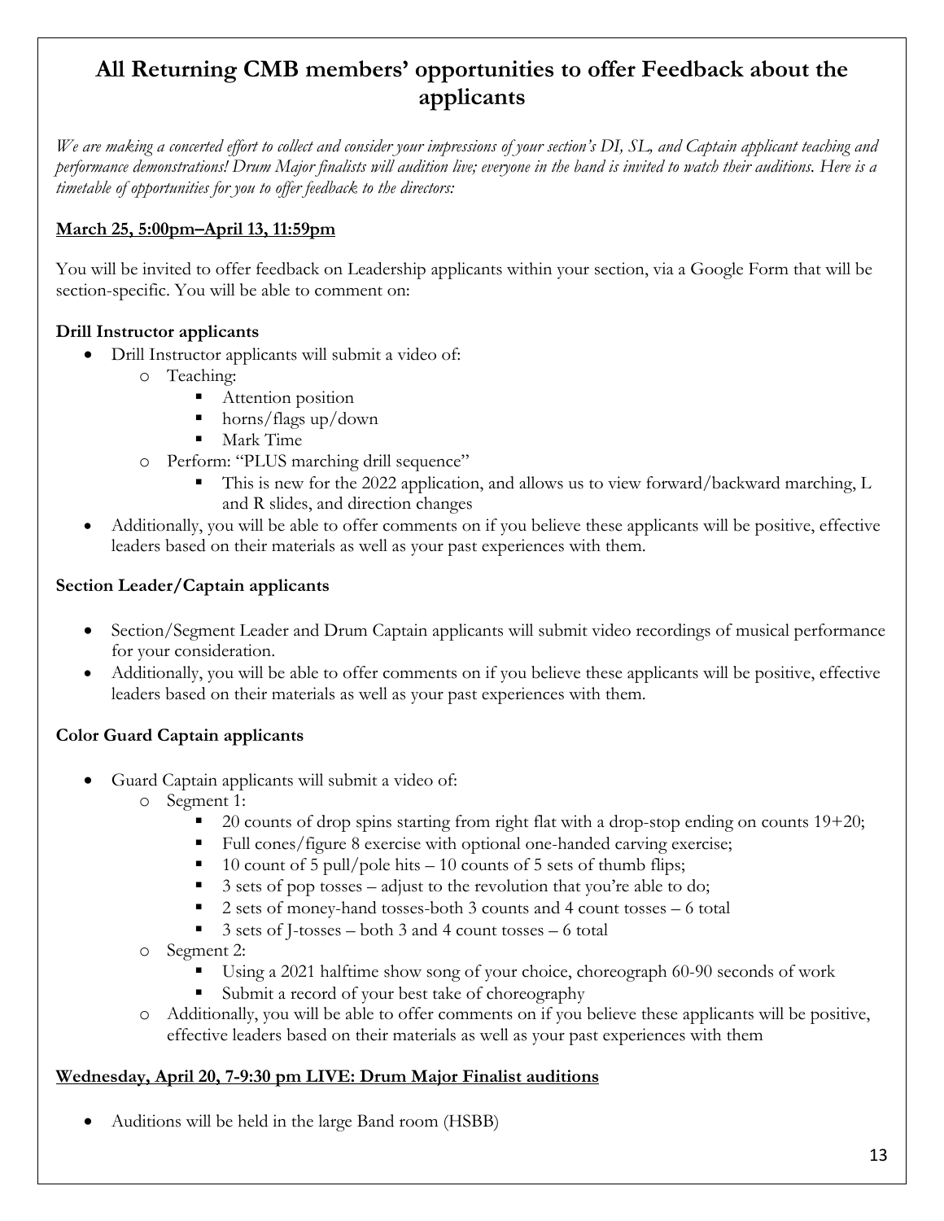# All Returning CMB members' opportunities to offer Feedback about the applicants

*We are making a concerted effort to collect and consider your impressions of your section's DI, SL, and Captain applicant teaching and performance demonstrations! Drum Major finalists will audition live; everyone in the band is invited to watch their auditions. Here is a timetable of opportunities for you to offer feedback to the directors:*

**March 25, 5:00pm–April 13, 11:59pm**

You will be invited to offer feedback on Leadership applicants within your section, via a Google Form that will be section-specific. You will be able to comment on:

**Drill Instructor applicants**

- Drill Instructor applicants will submit a video of:
  - Teaching:
    - Attention position
    - horns/flags up/down
    - Mark Time
  - Perform: "PLUS marching drill sequence"
    - This is new for the 2022 application, and allows us to view forward/backward marching, L and R slides, and direction changes
- Additionally, you will be able to offer comments on if you believe these applicants will be positive, effective leaders based on their materials as well as your past experiences with them.

**Section Leader/Captain applicants**

- Section/Segment Leader and Drum Captain applicants will submit video recordings of musical performance for your consideration.
- Additionally, you will be able to offer comments on if you believe these applicants will be positive, effective leaders based on their materials as well as your past experiences with them.

**Color Guard Captain applicants**

- Guard Captain applicants will submit a video of:
  - Segment 1:
    - 20 counts of drop spins starting from right flat with a drop-stop ending on counts 19+20;
    - Full cones/figure 8 exercise with optional one-handed carving exercise;
    - 10 count of 5 pull/pole hits – 10 counts of 5 sets of thumb flips;
    - 3 sets of pop tosses – adjust to the revolution that you're able to do;
    - 2 sets of money-hand tosses-both 3 counts and 4 count tosses – 6 total
    - 3 sets of J-tosses – both 3 and 4 count tosses – 6 total
  - Segment 2:
    - Using a 2021 halftime show song of your choice, choreograph 60-90 seconds of work
    - Submit a record of your best take of choreography
  - Additionally, you will be able to offer comments on if you believe these applicants will be positive, effective leaders based on their materials as well as your past experiences with them

**Wednesday, April 20, 7-9:30 pm LIVE: Drum Major Finalist auditions**

- Auditions will be held in the large Band room (HSBB)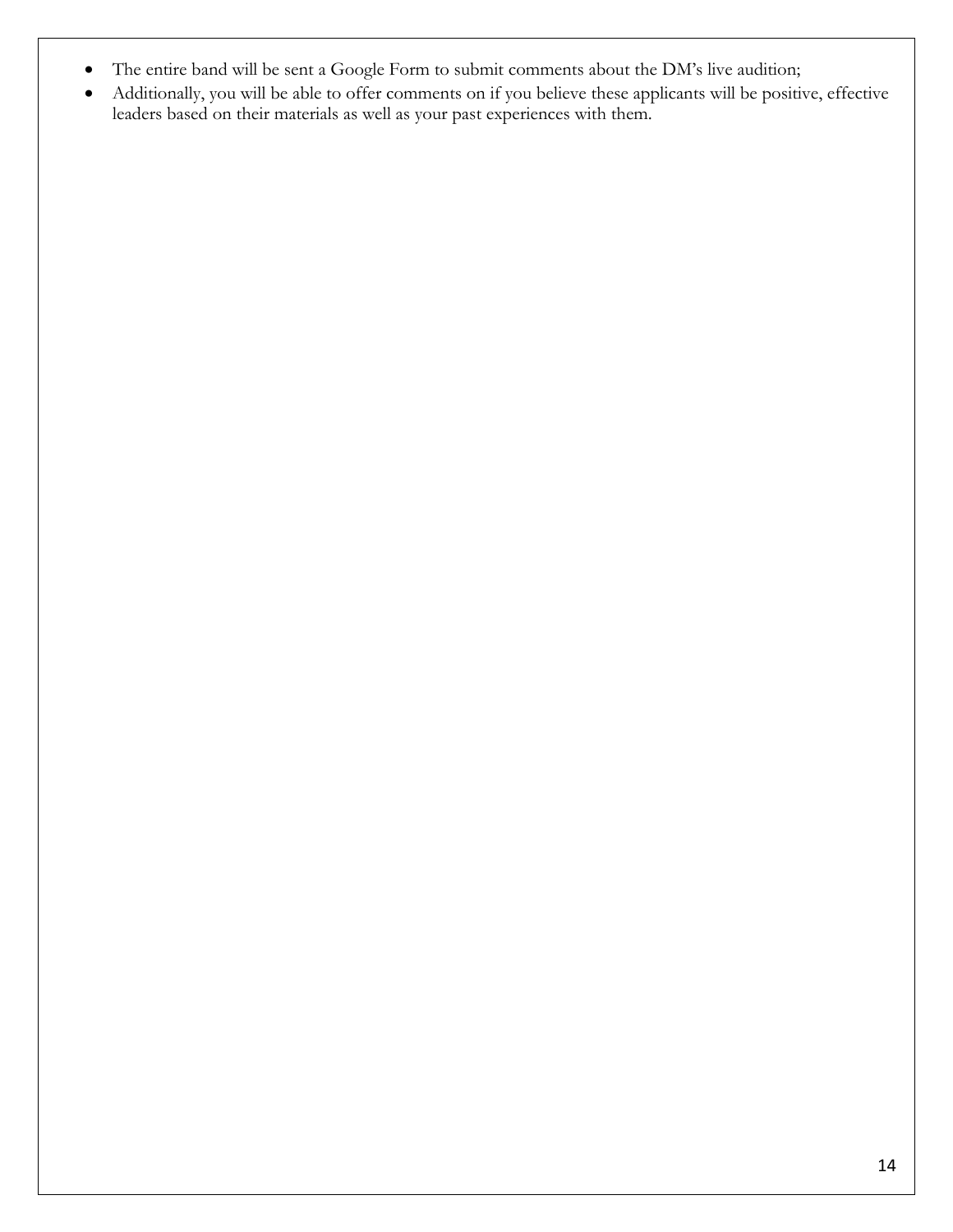- The entire band will be sent a Google Form to submit comments about the DM's live audition;
- Additionally, you will be able to offer comments on if you believe these applicants will be positive, effective leaders based on their materials as well as your past experiences with them.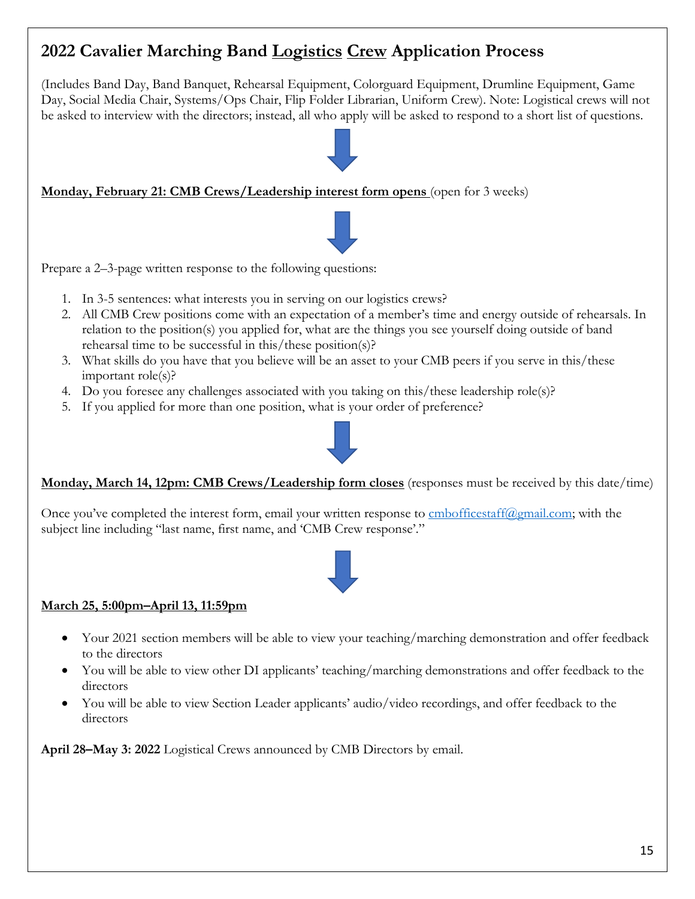## 2022 Cavalier Marching Band Logistics Crew Application Process

(Includes Band Day, Band Banquet, Rehearsal Equipment, Colorguard Equipment, Drumline Equipment, Game Day, Social Media Chair, Systems/Ops Chair, Flip Folder Librarian, Uniform Crew). Note: Logistical crews will not be asked to interview with the directors; instead, all who apply will be asked to respond to a short list of questions.

**Monday, February 21: CMB Crews/Leadership interest form opens** (open for 3 weeks)

Prepare a 2–3-page written response to the following questions:

1. In 3-5 sentences: what interests you in serving on our logistics crews?
2. All CMB Crew positions come with an expectation of a member's time and energy outside of rehearsals. In relation to the position(s) you applied for, what are the things you see yourself doing outside of band rehearsal time to be successful in this/these position(s)?
3. What skills do you have that you believe will be an asset to your CMB peers if you serve in this/these important role(s)?
4. Do you foresee any challenges associated with you taking on this/these leadership role(s)?
5. If you applied for more than one position, what is your order of preference?

**Monday, March 14, 12pm: CMB Crews/Leadership form closes** (responses must be received by this date/time)

Once you've completed the interest form, email your written response to cmbofficestaff@gmail.com; with the subject line including "last name, first name, and 'CMB Crew response'."

**March 25, 5:00pm–April 13, 11:59pm**

- Your 2021 section members will be able to view your teaching/marching demonstration and offer feedback to the directors
- You will be able to view other DI applicants' teaching/marching demonstrations and offer feedback to the directors
- You will be able to view Section Leader applicants' audio/video recordings, and offer feedback to the directors

**April 28–May 3: 2022** Logistical Crews announced by CMB Directors by email.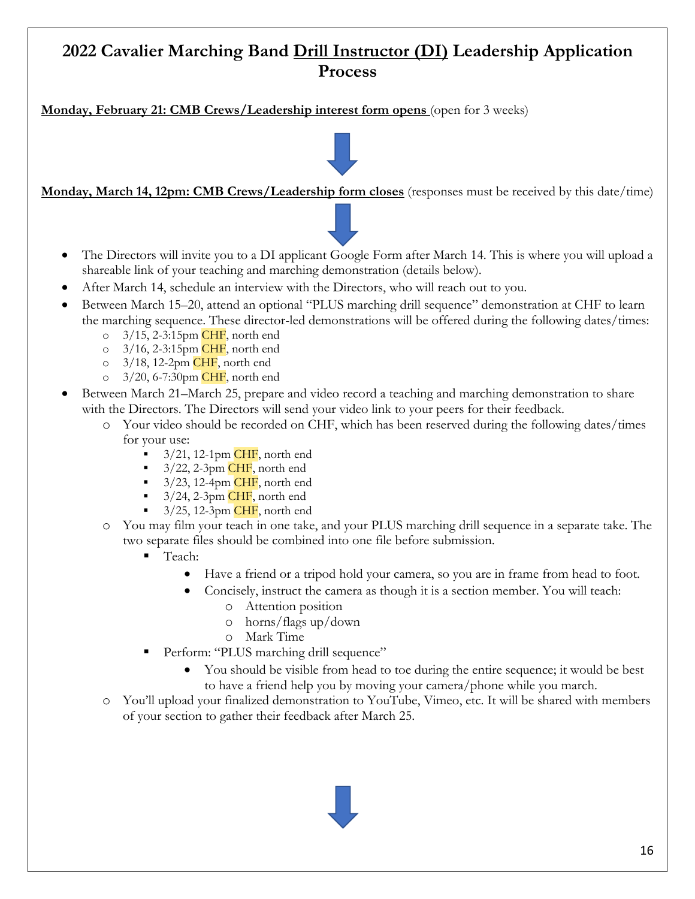# 2022 Cavalier Marching Band Drill Instructor (DI) Leadership Application Process

**Monday, February 21: CMB Crews/Leadership interest form opens** (open for 3 weeks)

**Monday, March 14, 12pm: CMB Crews/Leadership form closes** (responses must be received by this date/time)

- The Directors will invite you to a DI applicant Google Form after March 14. This is where you will upload a shareable link of your teaching and marching demonstration (details below).
- After March 14, schedule an interview with the Directors, who will reach out to you.
- Between March 15–20, attend an optional "PLUS marching drill sequence" demonstration at CHF to learn the marching sequence. These director-led demonstrations will be offered during the following dates/times:
  - 3/15, 2-3:15pm CHF, north end
  - 3/16, 2-3:15pm CHF, north end
  - 3/18, 12-2pm CHF, north end
  - 3/20, 6-7:30pm CHF, north end
- Between March 21–March 25, prepare and video record a teaching and marching demonstration to share with the Directors. The Directors will send your video link to your peers for their feedback.
  - Your video should be recorded on CHF, which has been reserved during the following dates/times for your use:
    - 3/21, 12-1pm CHF, north end
    - 3/22, 2-3pm CHF, north end
    - 3/23, 12-4pm CHF, north end
    - 3/24, 2-3pm CHF, north end
    - 3/25, 12-3pm CHF, north end
  - You may film your teach in one take, and your PLUS marching drill sequence in a separate take. The two separate files should be combined into one file before submission.
    - Teach:
      - Have a friend or a tripod hold your camera, so you are in frame from head to foot.
      - Concisely, instruct the camera as though it is a section member. You will teach:
        - Attention position
        - horns/flags up/down
        - Mark Time
    - Perform: "PLUS marching drill sequence"
      - You should be visible from head to toe during the entire sequence; it would be best to have a friend help you by moving your camera/phone while you march.
  - You'll upload your finalized demonstration to YouTube, Vimeo, etc. It will be shared with members of your section to gather their feedback after March 25.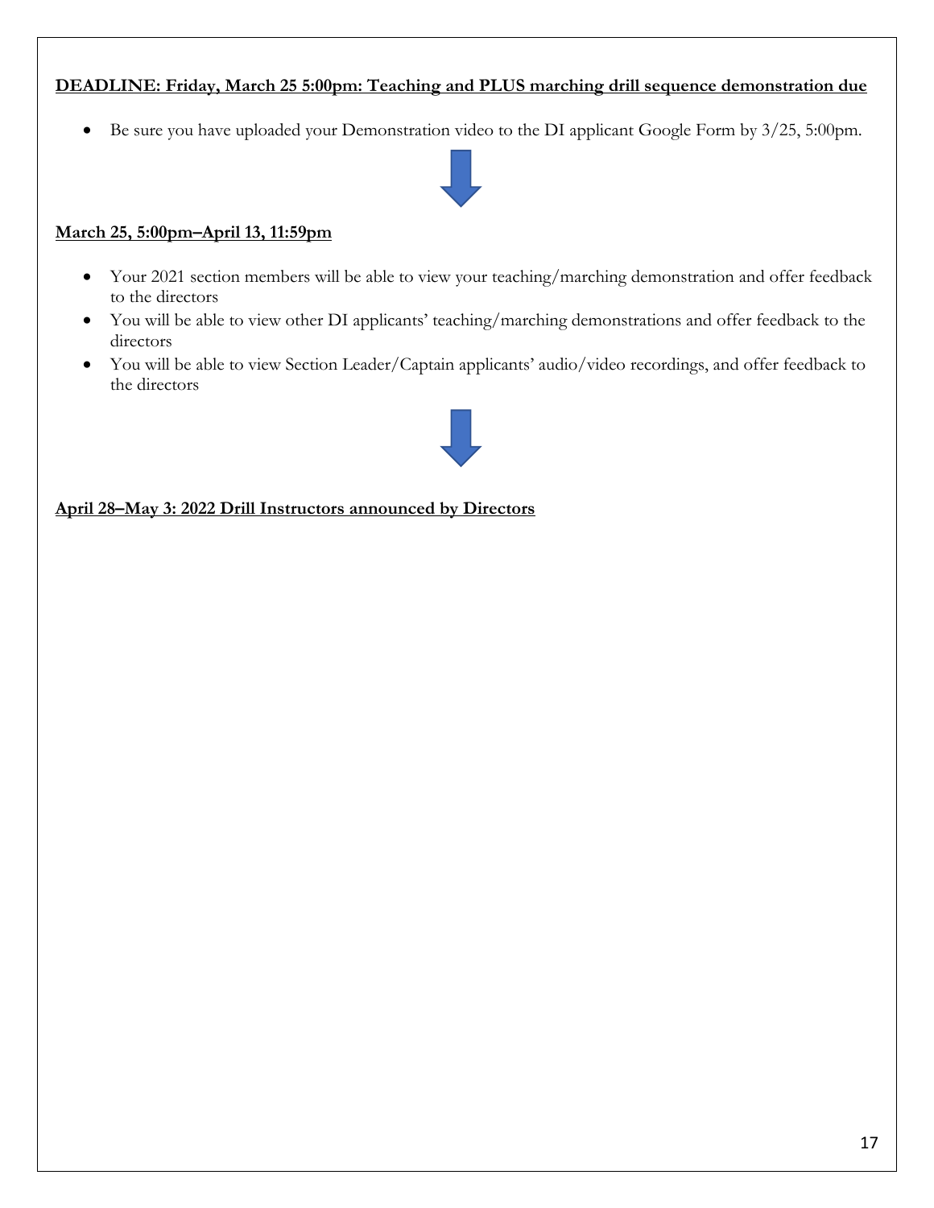**DEADLINE: Friday, March 25 5:00pm: Teaching and PLUS marching drill sequence demonstration due**

- Be sure you have uploaded your Demonstration video to the DI applicant Google Form by 3/25, 5:00pm.

**March 25, 5:00pm–April 13, 11:59pm**

- Your 2021 section members will be able to view your teaching/marching demonstration and offer feedback to the directors
- You will be able to view other DI applicants' teaching/marching demonstrations and offer feedback to the directors
- You will be able to view Section Leader/Captain applicants' audio/video recordings, and offer feedback to the directors

**April 28–May 3: 2022 Drill Instructors announced by Directors**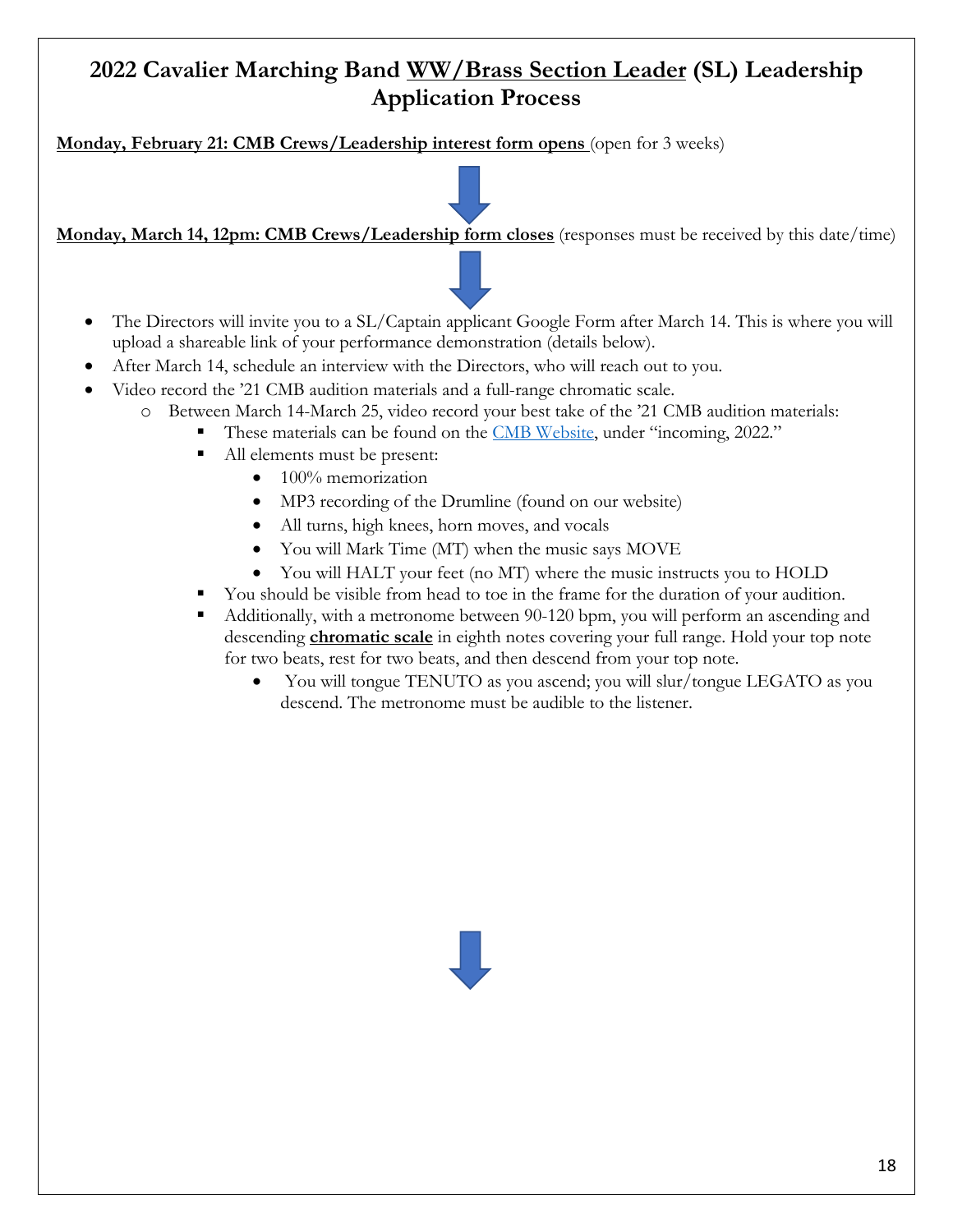# 2022 Cavalier Marching Band WW/Brass Section Leader (SL) Leadership Application Process

**Monday, February 21: CMB Crews/Leadership interest form opens** (open for 3 weeks)

**Monday, March 14, 12pm: CMB Crews/Leadership form closes** (responses must be received by this date/time)

- The Directors will invite you to a SL/Captain applicant Google Form after March 14. This is where you will upload a shareable link of your performance demonstration (details below).
- After March 14, schedule an interview with the Directors, who will reach out to you.
- Video record the '21 CMB audition materials and a full-range chromatic scale.
  - Between March 14-March 25, video record your best take of the '21 CMB audition materials:
    - These materials can be found on the CMB Website, under "incoming, 2022."
    - All elements must be present:
      - 100% memorization
      - MP3 recording of the Drumline (found on our website)
      - All turns, high knees, horn moves, and vocals
      - You will Mark Time (MT) when the music says MOVE
      - You will HALT your feet (no MT) where the music instructs you to HOLD
    - You should be visible from head to toe in the frame for the duration of your audition.
    - Additionally, with a metronome between 90-120 bpm, you will perform an ascending and descending **chromatic scale** in eighth notes covering your full range. Hold your top note for two beats, rest for two beats, and then descend from your top note.
      - You will tongue TENUTO as you ascend; you will slur/tongue LEGATO as you descend. The metronome must be audible to the listener.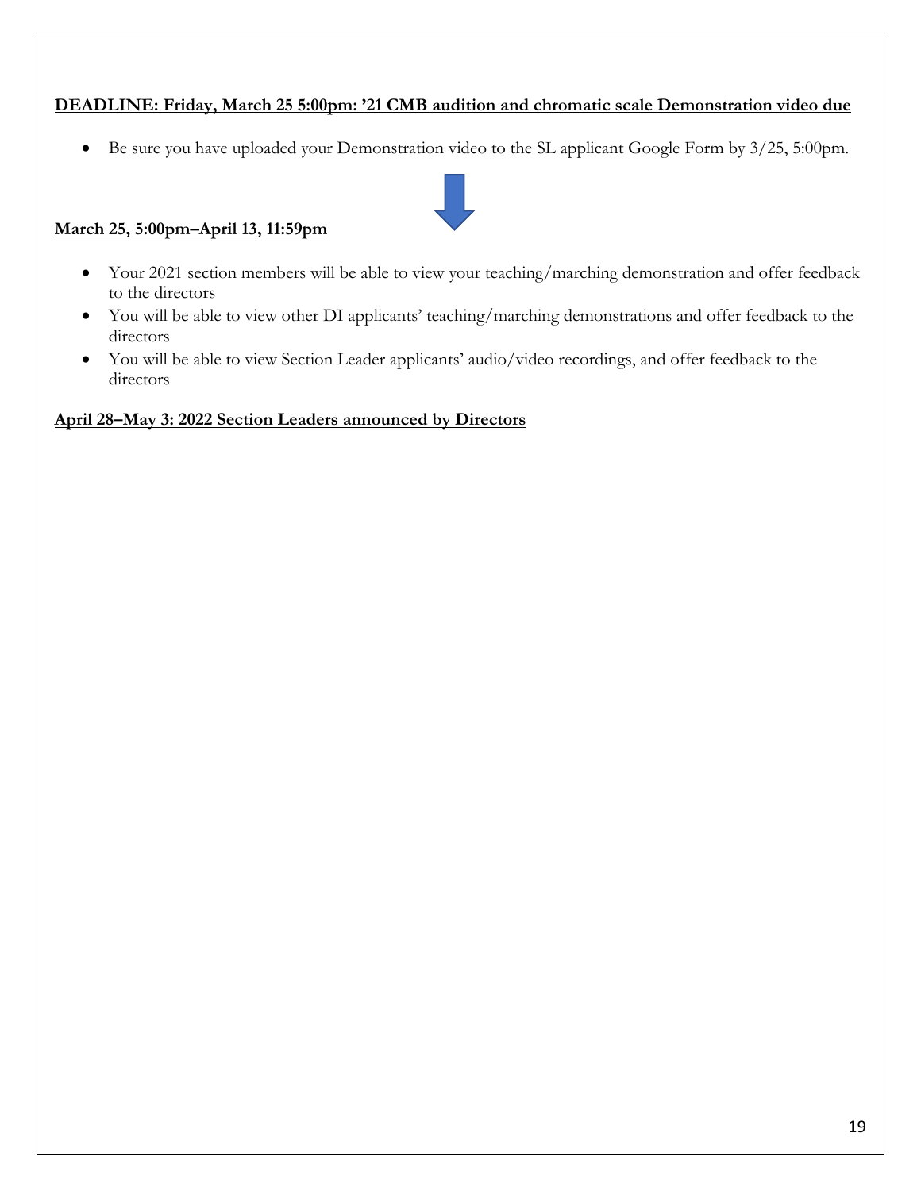**DEADLINE: Friday, March 25 5:00pm: '21 CMB audition and chromatic scale Demonstration video due**

- Be sure you have uploaded your Demonstration video to the SL applicant Google Form by 3/25, 5:00pm.

**March 25, 5:00pm–April 13, 11:59pm**

- Your 2021 section members will be able to view your teaching/marching demonstration and offer feedback to the directors
- You will be able to view other DI applicants' teaching/marching demonstrations and offer feedback to the directors
- You will be able to view Section Leader applicants' audio/video recordings, and offer feedback to the directors

**April 28–May 3: 2022 Section Leaders announced by Directors**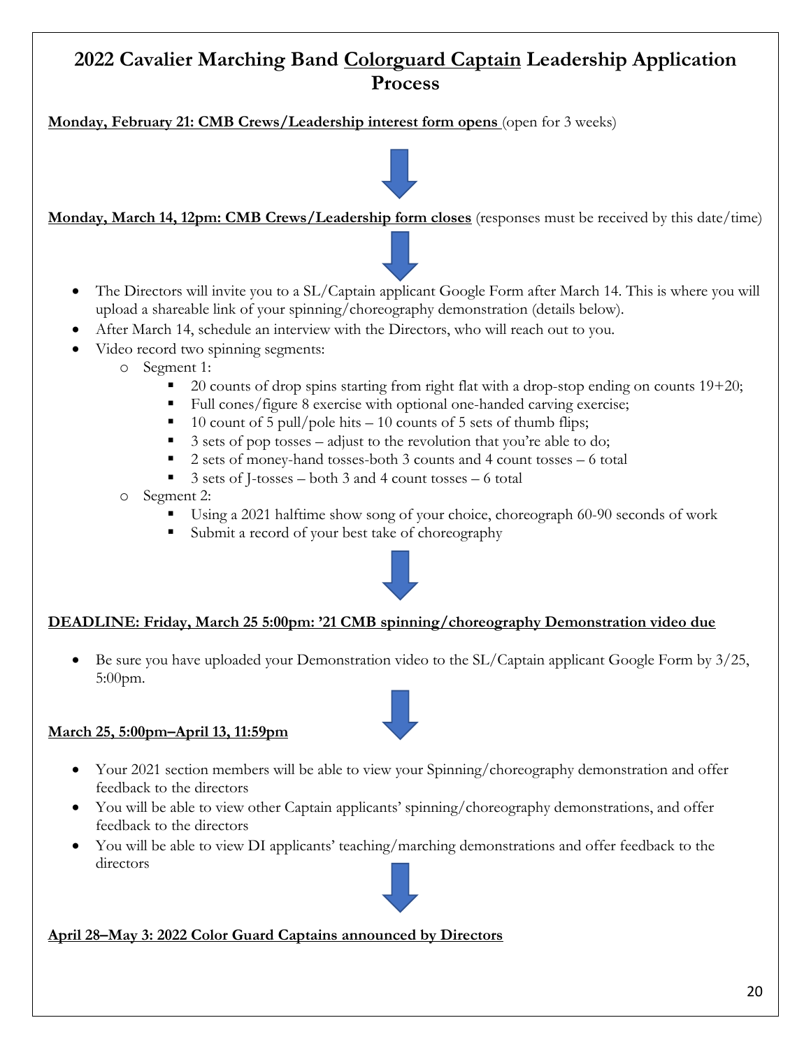# 2022 Cavalier Marching Band Colorguard Captain Leadership Application Process

**Monday, February 21: CMB Crews/Leadership interest form opens** (open for 3 weeks)

**Monday, March 14, 12pm: CMB Crews/Leadership form closes** (responses must be received by this date/time)

- The Directors will invite you to a SL/Captain applicant Google Form after March 14. This is where you will upload a shareable link of your spinning/choreography demonstration (details below).
- After March 14, schedule an interview with the Directors, who will reach out to you.
- Video record two spinning segments:
  - Segment 1:
    - 20 counts of drop spins starting from right flat with a drop-stop ending on counts 19+20;
    - Full cones/figure 8 exercise with optional one-handed carving exercise;
    - 10 count of 5 pull/pole hits – 10 counts of 5 sets of thumb flips;
    - 3 sets of pop tosses – adjust to the revolution that you're able to do;
    - 2 sets of money-hand tosses-both 3 counts and 4 count tosses – 6 total
    - 3 sets of J-tosses – both 3 and 4 count tosses – 6 total
  - Segment 2:
    - Using a 2021 halftime show song of your choice, choreograph 60-90 seconds of work
    - Submit a record of your best take of choreography

**DEADLINE: Friday, March 25 5:00pm: '21 CMB spinning/choreography Demonstration video due**

- Be sure you have uploaded your Demonstration video to the SL/Captain applicant Google Form by 3/25, 5:00pm.

**March 25, 5:00pm–April 13, 11:59pm**

- Your 2021 section members will be able to view your Spinning/choreography demonstration and offer feedback to the directors
- You will be able to view other Captain applicants' spinning/choreography demonstrations, and offer feedback to the directors
- You will be able to view DI applicants' teaching/marching demonstrations and offer feedback to the directors

**April 28–May 3: 2022 Color Guard Captains announced by Directors**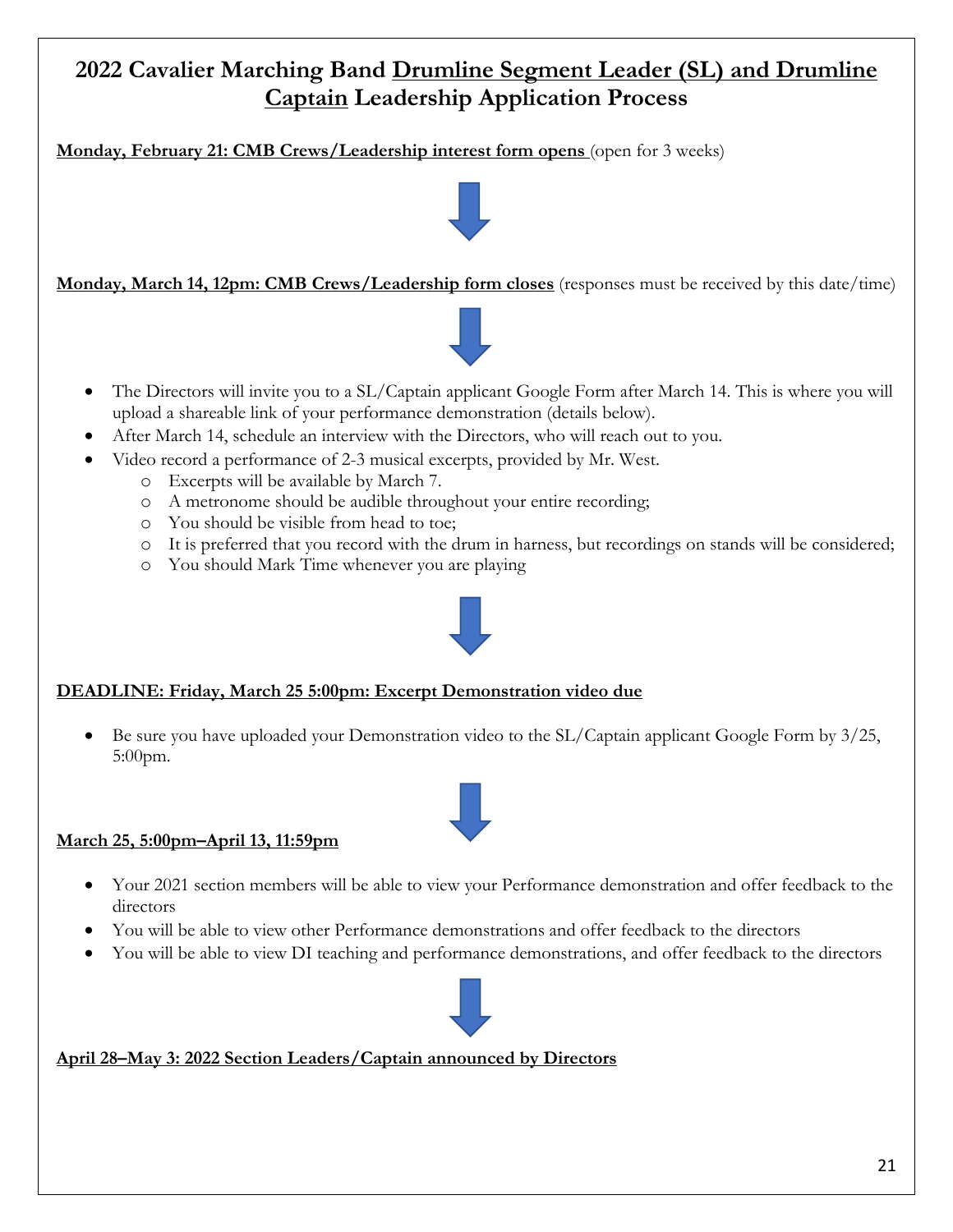# 2022 Cavalier Marching Band <u>Drumline Segment Leader (SL) and Drumline Captain</u> Leadership Application Process

**<u>Monday, February 21: CMB Crews/Leadership interest form opens</u>** (open for 3 weeks)

**<u>Monday, March 14, 12pm: CMB Crews/Leadership form closes</u>** (responses must be received by this date/time)

- The Directors will invite you to a SL/Captain applicant Google Form after March 14. This is where you will upload a shareable link of your performance demonstration (details below).
- After March 14, schedule an interview with the Directors, who will reach out to you.
- Video record a performance of 2-3 musical excerpts, provided by Mr. West.
    - Excerpts will be available by March 7.
    - A metronome should be audible throughout your entire recording;
    - You should be visible from head to toe;
    - It is preferred that you record with the drum in harness, but recordings on stands will be considered;
    - You should Mark Time whenever you are playing

**<u>DEADLINE: Friday, March 25 5:00pm: Excerpt Demonstration video due</u>**

- Be sure you have uploaded your Demonstration video to the SL/Captain applicant Google Form by 3/25, 5:00pm.

**<u>March 25, 5:00pm–April 13, 11:59pm</u>**

- Your 2021 section members will be able to view your Performance demonstration and offer feedback to the directors
- You will be able to view other Performance demonstrations and offer feedback to the directors
- You will be able to view DI teaching and performance demonstrations, and offer feedback to the directors

**<u>April 28–May 3: 2022 Section Leaders/Captain announced by Directors</u>**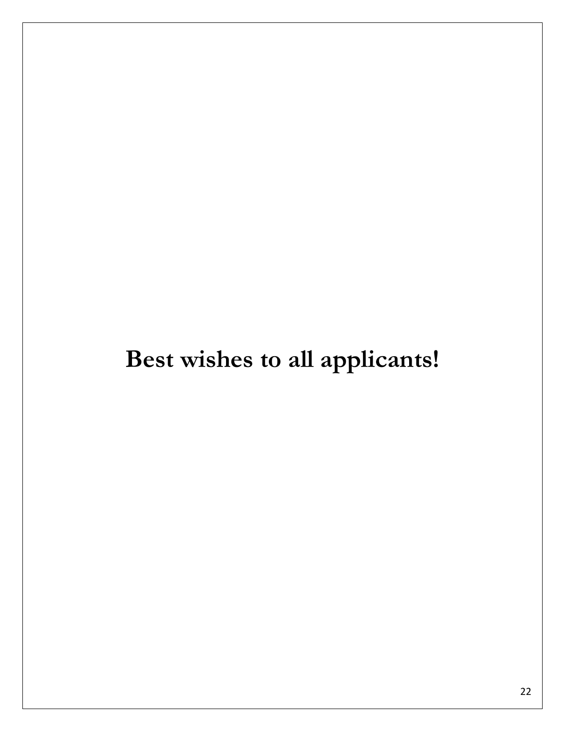**Best wishes to all applicants!**